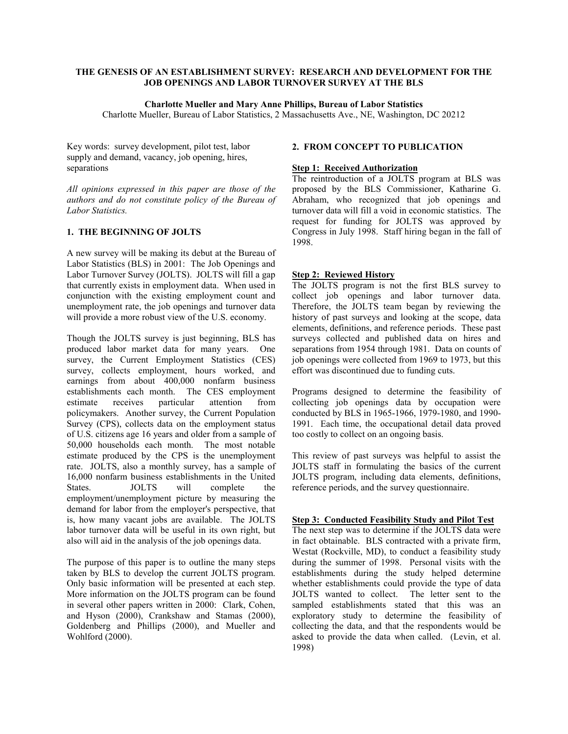# THE GENESIS OF AN ESTABLISHMENT SURVEY: RESEARCH AND DEVELOPMENT FOR THE JOB OPENINGS AND LABOR TURNOVER SURVEY AT THE BLS

**Charlotte Mueller and Mary Anne Phillips, Bureau of Labor Statistics**
Charlotte Mueller, Bureau of Labor Statistics, 2 Massachusetts Ave., NE, Washington, DC 20212

Key words: survey development, pilot test, labor supply and demand, vacancy, job opening, hires, separations

*All opinions expressed in this paper are those of the authors and do not constitute policy of the Bureau of Labor Statistics.*

## 1. THE BEGINNING OF JOLTS

A new survey will be making its debut at the Bureau of Labor Statistics (BLS) in 2001: The Job Openings and Labor Turnover Survey (JOLTS). JOLTS will fill a gap that currently exists in employment data. When used in conjunction with the existing employment count and unemployment rate, the job openings and turnover data will provide a more robust view of the U.S. economy.

Though the JOLTS survey is just beginning, BLS has produced labor market data for many years. One survey, the Current Employment Statistics (CES) survey, collects employment, hours worked, and earnings from about 400,000 nonfarm business establishments each month. The CES employment estimate receives particular attention from policymakers. Another survey, the Current Population Survey (CPS), collects data on the employment status of U.S. citizens age 16 years and older from a sample of 50,000 households each month. The most notable estimate produced by the CPS is the unemployment rate. JOLTS, also a monthly survey, has a sample of 16,000 nonfarm business establishments in the United States. JOLTS will complete the employment/unemployment picture by measuring the demand for labor from the employer's perspective, that is, how many vacant jobs are available. The JOLTS labor turnover data will be useful in its own right, but also will aid in the analysis of the job openings data.

The purpose of this paper is to outline the many steps taken by BLS to develop the current JOLTS program. Only basic information will be presented at each step. More information on the JOLTS program can be found in several other papers written in 2000: Clark, Cohen, and Hyson (2000), Crankshaw and Stamas (2000), Goldenberg and Phillips (2000), and Mueller and Wohlford (2000).

## 2. FROM CONCEPT TO PUBLICATION

### Step 1: Received Authorization

The reintroduction of a JOLTS program at BLS was proposed by the BLS Commissioner, Katharine G. Abraham, who recognized that job openings and turnover data will fill a void in economic statistics. The request for funding for JOLTS was approved by Congress in July 1998. Staff hiring began in the fall of 1998.

### Step 2: Reviewed History

The JOLTS program is not the first BLS survey to collect job openings and labor turnover data. Therefore, the JOLTS team began by reviewing the history of past surveys and looking at the scope, data elements, definitions, and reference periods. These past surveys collected and published data on hires and separations from 1954 through 1981. Data on counts of job openings were collected from 1969 to 1973, but this effort was discontinued due to funding cuts.

Programs designed to determine the feasibility of collecting job openings data by occupation were conducted by BLS in 1965-1966, 1979-1980, and 1990-1991. Each time, the occupational detail data proved too costly to collect on an ongoing basis.

This review of past surveys was helpful to assist the JOLTS staff in formulating the basics of the current JOLTS program, including data elements, definitions, reference periods, and the survey questionnaire.

### Step 3: Conducted Feasibility Study and Pilot Test

The next step was to determine if the JOLTS data were in fact obtainable. BLS contracted with a private firm, Westat (Rockville, MD), to conduct a feasibility study during the summer of 1998. Personal visits with the establishments during the study helped determine whether establishments could provide the type of data JOLTS wanted to collect. The letter sent to the sampled establishments stated that this was an exploratory study to determine the feasibility of collecting the data, and that the respondents would be asked to provide the data when called. (Levin, et al. 1998)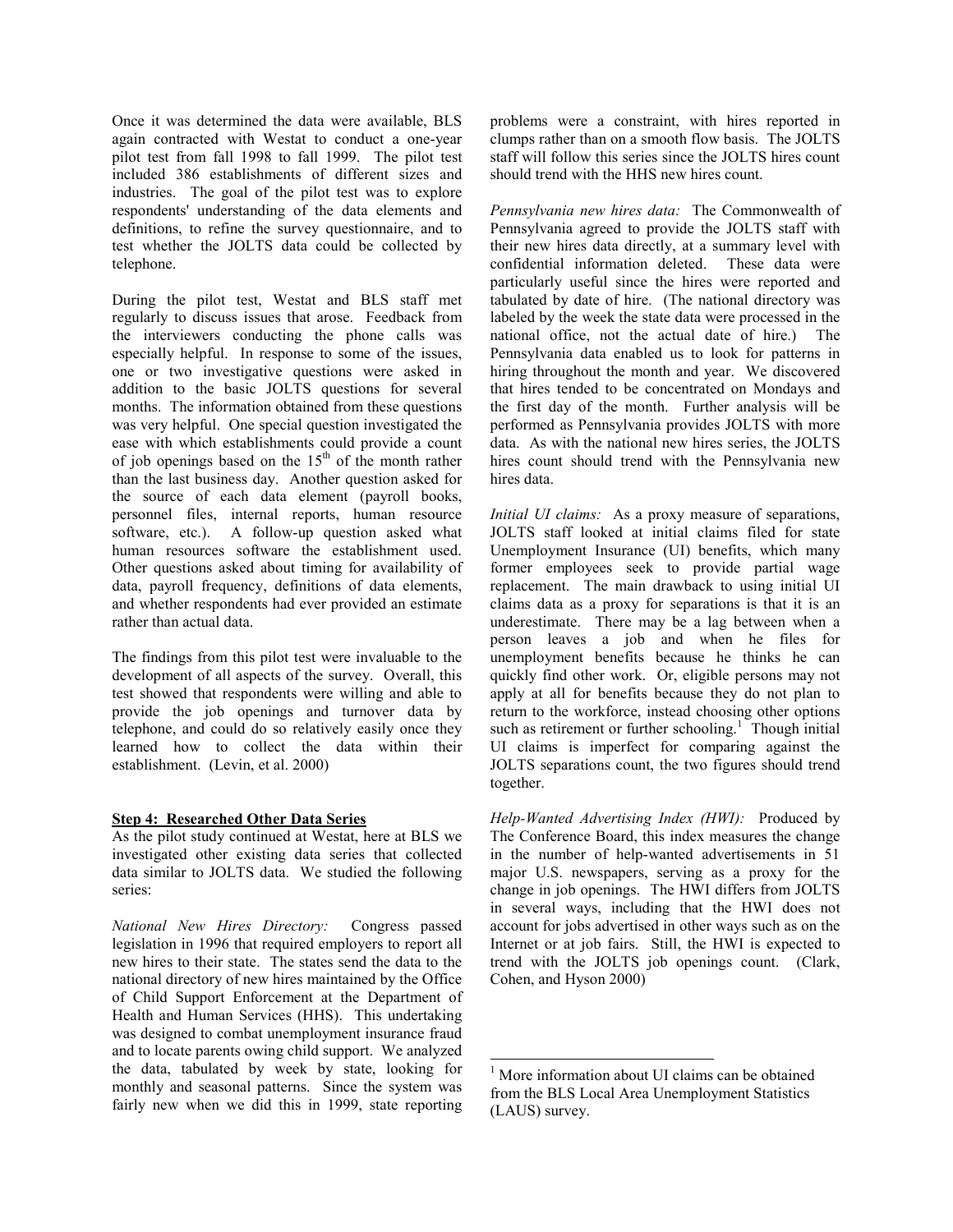Once it was determined the data were available, BLS again contracted with Westat to conduct a one-year pilot test from fall 1998 to fall 1999. The pilot test included 386 establishments of different sizes and industries. The goal of the pilot test was to explore respondents' understanding of the data elements and definitions, to refine the survey questionnaire, and to test whether the JOLTS data could be collected by telephone.

During the pilot test, Westat and BLS staff met regularly to discuss issues that arose. Feedback from the interviewers conducting the phone calls was especially helpful. In response to some of the issues, one or two investigative questions were asked in addition to the basic JOLTS questions for several months. The information obtained from these questions was very helpful. One special question investigated the ease with which establishments could provide a count of job openings based on the 15th of the month rather than the last business day. Another question asked for the source of each data element (payroll books, personnel files, internal reports, human resource software, etc.). A follow-up question asked what human resources software the establishment used. Other questions asked about timing for availability of data, payroll frequency, definitions of data elements, and whether respondents had ever provided an estimate rather than actual data.

The findings from this pilot test were invaluable to the development of all aspects of the survey. Overall, this test showed that respondents were willing and able to provide the job openings and turnover data by telephone, and could do so relatively easily once they learned how to collect the data within their establishment. (Levin, et al. 2000)

**Step 4: Researched Other Data Series**

As the pilot study continued at Westat, here at BLS we investigated other existing data series that collected data similar to JOLTS data. We studied the following series:

*National New Hires Directory:* Congress passed legislation in 1996 that required employers to report all new hires to their state. The states send the data to the national directory of new hires maintained by the Office of Child Support Enforcement at the Department of Health and Human Services (HHS). This undertaking was designed to combat unemployment insurance fraud and to locate parents owing child support. We analyzed the data, tabulated by week by state, looking for monthly and seasonal patterns. Since the system was fairly new when we did this in 1999, state reporting problems were a constraint, with hires reported in clumps rather than on a smooth flow basis. The JOLTS staff will follow this series since the JOLTS hires count should trend with the HHS new hires count.

*Pennsylvania new hires data:* The Commonwealth of Pennsylvania agreed to provide the JOLTS staff with their new hires data directly, at a summary level with confidential information deleted. These data were particularly useful since the hires were reported and tabulated by date of hire. (The national directory was labeled by the week the state data were processed in the national office, not the actual date of hire.) The Pennsylvania data enabled us to look for patterns in hiring throughout the month and year. We discovered that hires tended to be concentrated on Mondays and the first day of the month. Further analysis will be performed as Pennsylvania provides JOLTS with more data. As with the national new hires series, the JOLTS hires count should trend with the Pennsylvania new hires data.

*Initial UI claims:* As a proxy measure of separations, JOLTS staff looked at initial claims filed for state Unemployment Insurance (UI) benefits, which many former employees seek to provide partial wage replacement. The main drawback to using initial UI claims data as a proxy for separations is that it is an underestimate. There may be a lag between when a person leaves a job and when he files for unemployment benefits because he thinks he can quickly find other work. Or, eligible persons may not apply at all for benefits because they do not plan to return to the workforce, instead choosing other options such as retirement or further schooling.[1] Though initial UI claims is imperfect for comparing against the JOLTS separations count, the two figures should trend together.

*Help-Wanted Advertising Index (HWI):* Produced by The Conference Board, this index measures the change in the number of help-wanted advertisements in 51 major U.S. newspapers, serving as a proxy for the change in job openings. The HWI differs from JOLTS in several ways, including that the HWI does not account for jobs advertised in other ways such as on the Internet or at job fairs. Still, the HWI is expected to trend with the JOLTS job openings count. (Clark, Cohen, and Hyson 2000)

---

[1] More information about UI claims can be obtained from the BLS Local Area Unemployment Statistics (LAUS) survey.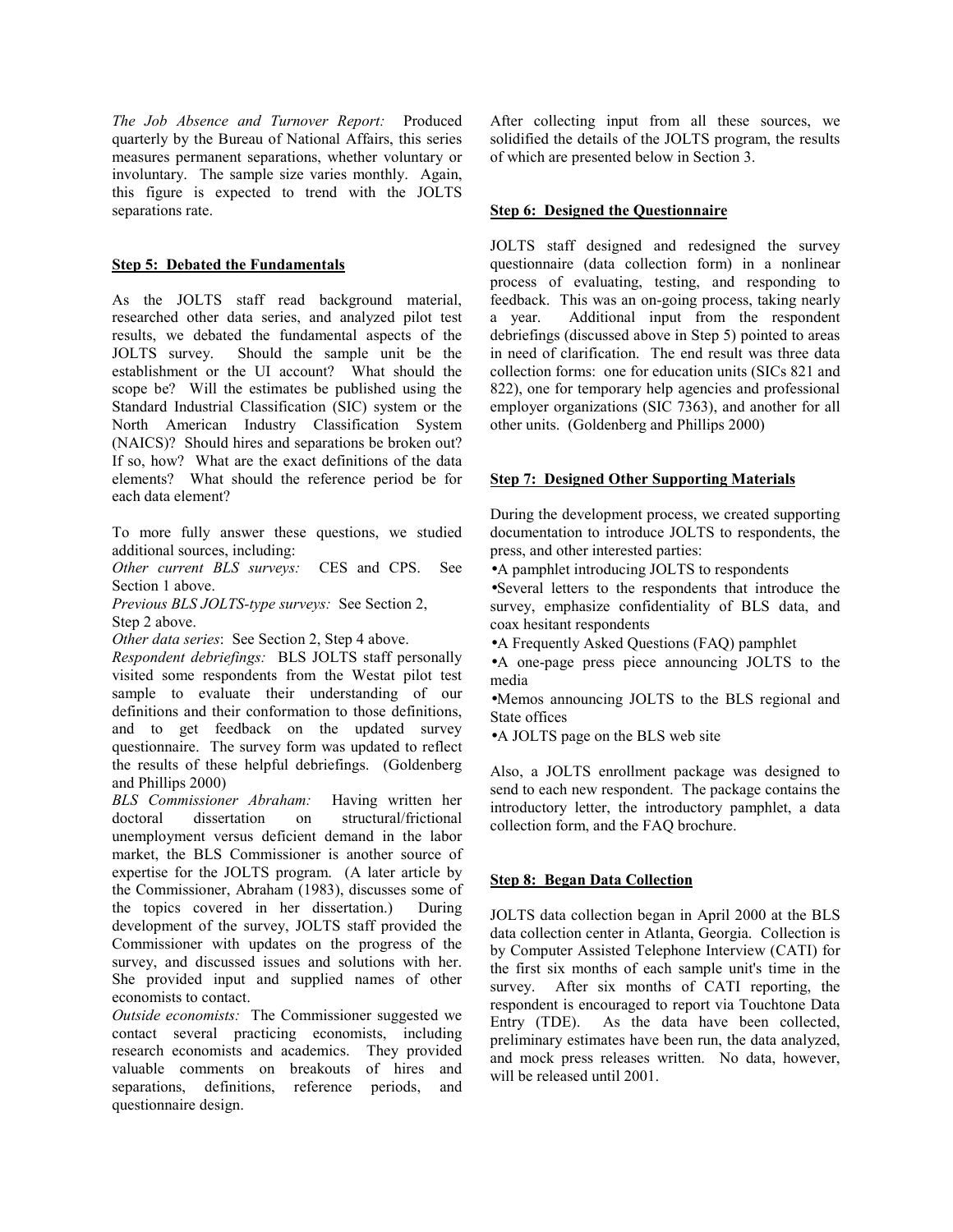*The Job Absence and Turnover Report:* Produced quarterly by the Bureau of National Affairs, this series measures permanent separations, whether voluntary or involuntary. The sample size varies monthly. Again, this figure is expected to trend with the JOLTS separations rate.

**Step 5: Debated the Fundamentals**

As the JOLTS staff read background material, researched other data series, and analyzed pilot test results, we debated the fundamental aspects of the JOLTS survey. Should the sample unit be the establishment or the UI account? What should the scope be? Will the estimates be published using the Standard Industrial Classification (SIC) system or the North American Industry Classification System (NAICS)? Should hires and separations be broken out? If so, how? What are the exact definitions of the data elements? What should the reference period be for each data element?

To more fully answer these questions, we studied additional sources, including:

*Other current BLS surveys:* CES and CPS. See Section 1 above.

*Previous BLS JOLTS-type surveys:* See Section 2, Step 2 above.

*Other data series*: See Section 2, Step 4 above.

*Respondent debriefings:* BLS JOLTS staff personally visited some respondents from the Westat pilot test sample to evaluate their understanding of our definitions and their conformation to those definitions, and to get feedback on the updated survey questionnaire. The survey form was updated to reflect the results of these helpful debriefings. (Goldenberg and Phillips 2000)

*BLS Commissioner Abraham:* Having written her doctoral dissertation on structural/frictional unemployment versus deficient demand in the labor market, the BLS Commissioner is another source of expertise for the JOLTS program. (A later article by the Commissioner, Abraham (1983), discusses some of the topics covered in her dissertation.) During development of the survey, JOLTS staff provided the Commissioner with updates on the progress of the survey, and discussed issues and solutions with her. She provided input and supplied names of other economists to contact.

*Outside economists:* The Commissioner suggested we contact several practicing economists, including research economists and academics. They provided valuable comments on breakouts of hires and separations, definitions, reference periods, and questionnaire design.

After collecting input from all these sources, we solidified the details of the JOLTS program, the results of which are presented below in Section 3.

**Step 6: Designed the Questionnaire**

JOLTS staff designed and redesigned the survey questionnaire (data collection form) in a nonlinear process of evaluating, testing, and responding to feedback. This was an on-going process, taking nearly a year. Additional input from the respondent debriefings (discussed above in Step 5) pointed to areas in need of clarification. The end result was three data collection forms: one for education units (SICs 821 and 822), one for temporary help agencies and professional employer organizations (SIC 7363), and another for all other units. (Goldenberg and Phillips 2000)

**Step 7: Designed Other Supporting Materials**

During the development process, we created supporting documentation to introduce JOLTS to respondents, the press, and other interested parties:

- A pamphlet introducing JOLTS to respondents
- Several letters to the respondents that introduce the survey, emphasize confidentiality of BLS data, and coax hesitant respondents
- A Frequently Asked Questions (FAQ) pamphlet
- A one-page press piece announcing JOLTS to the media
- Memos announcing JOLTS to the BLS regional and State offices
- A JOLTS page on the BLS web site

Also, a JOLTS enrollment package was designed to send to each new respondent. The package contains the introductory letter, the introductory pamphlet, a data collection form, and the FAQ brochure.

**Step 8: Began Data Collection**

JOLTS data collection began in April 2000 at the BLS data collection center in Atlanta, Georgia. Collection is by Computer Assisted Telephone Interview (CATI) for the first six months of each sample unit's time in the survey. After six months of CATI reporting, the respondent is encouraged to report via Touchtone Data Entry (TDE). As the data have been collected, preliminary estimates have been run, the data analyzed, and mock press releases written. No data, however, will be released until 2001.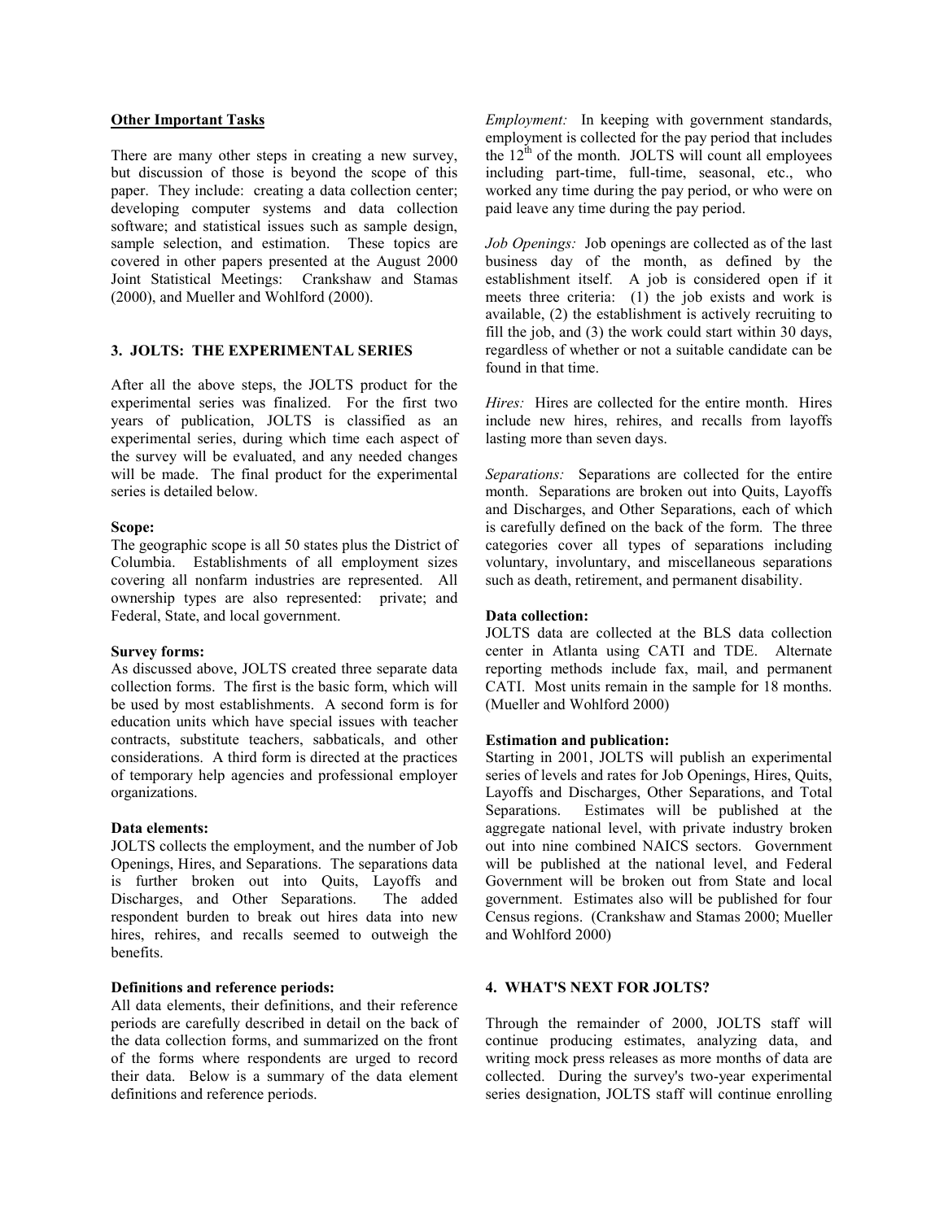**Other Important Tasks**

There are many other steps in creating a new survey, but discussion of those is beyond the scope of this paper. They include: creating a data collection center; developing computer systems and data collection software; and statistical issues such as sample design, sample selection, and estimation. These topics are covered in other papers presented at the August 2000 Joint Statistical Meetings: Crankshaw and Stamas (2000), and Mueller and Wohlford (2000).

## 3. JOLTS: THE EXPERIMENTAL SERIES

After all the above steps, the JOLTS product for the experimental series was finalized. For the first two years of publication, JOLTS is classified as an experimental series, during which time each aspect of the survey will be evaluated, and any needed changes will be made. The final product for the experimental series is detailed below.

**Scope:**
The geographic scope is all 50 states plus the District of Columbia. Establishments of all employment sizes covering all nonfarm industries are represented. All ownership types are also represented: private; and Federal, State, and local government.

**Survey forms:**
As discussed above, JOLTS created three separate data collection forms. The first is the basic form, which will be used by most establishments. A second form is for education units which have special issues with teacher contracts, substitute teachers, sabbaticals, and other considerations. A third form is directed at the practices of temporary help agencies and professional employer organizations.

**Data elements:**
JOLTS collects the employment, and the number of Job Openings, Hires, and Separations. The separations data is further broken out into Quits, Layoffs and Discharges, and Other Separations. The added respondent burden to break out hires data into new hires, rehires, and recalls seemed to outweigh the benefits.

**Definitions and reference periods:**
All data elements, their definitions, and their reference periods are carefully described in detail on the back of the data collection forms, and summarized on the front of the forms where respondents are urged to record their data. Below is a summary of the data element definitions and reference periods.

*Employment:* In keeping with government standards, employment is collected for the pay period that includes the 12th of the month. JOLTS will count all employees including part-time, full-time, seasonal, etc., who worked any time during the pay period, or who were on paid leave any time during the pay period.

*Job Openings:* Job openings are collected as of the last business day of the month, as defined by the establishment itself. A job is considered open if it meets three criteria: (1) the job exists and work is available, (2) the establishment is actively recruiting to fill the job, and (3) the work could start within 30 days, regardless of whether or not a suitable candidate can be found in that time.

*Hires:* Hires are collected for the entire month. Hires include new hires, rehires, and recalls from layoffs lasting more than seven days.

*Separations:* Separations are collected for the entire month. Separations are broken out into Quits, Layoffs and Discharges, and Other Separations, each of which is carefully defined on the back of the form. The three categories cover all types of separations including voluntary, involuntary, and miscellaneous separations such as death, retirement, and permanent disability.

**Data collection:**
JOLTS data are collected at the BLS data collection center in Atlanta using CATI and TDE. Alternate reporting methods include fax, mail, and permanent CATI. Most units remain in the sample for 18 months. (Mueller and Wohlford 2000)

**Estimation and publication:**
Starting in 2001, JOLTS will publish an experimental series of levels and rates for Job Openings, Hires, Quits, Layoffs and Discharges, Other Separations, and Total Separations. Estimates will be published at the aggregate national level, with private industry broken out into nine combined NAICS sectors. Government will be published at the national level, and Federal Government will be broken out from State and local government. Estimates also will be published for four Census regions. (Crankshaw and Stamas 2000; Mueller and Wohlford 2000)

## 4. WHAT'S NEXT FOR JOLTS?

Through the remainder of 2000, JOLTS staff will continue producing estimates, analyzing data, and writing mock press releases as more months of data are collected. During the survey's two-year experimental series designation, JOLTS staff will continue enrolling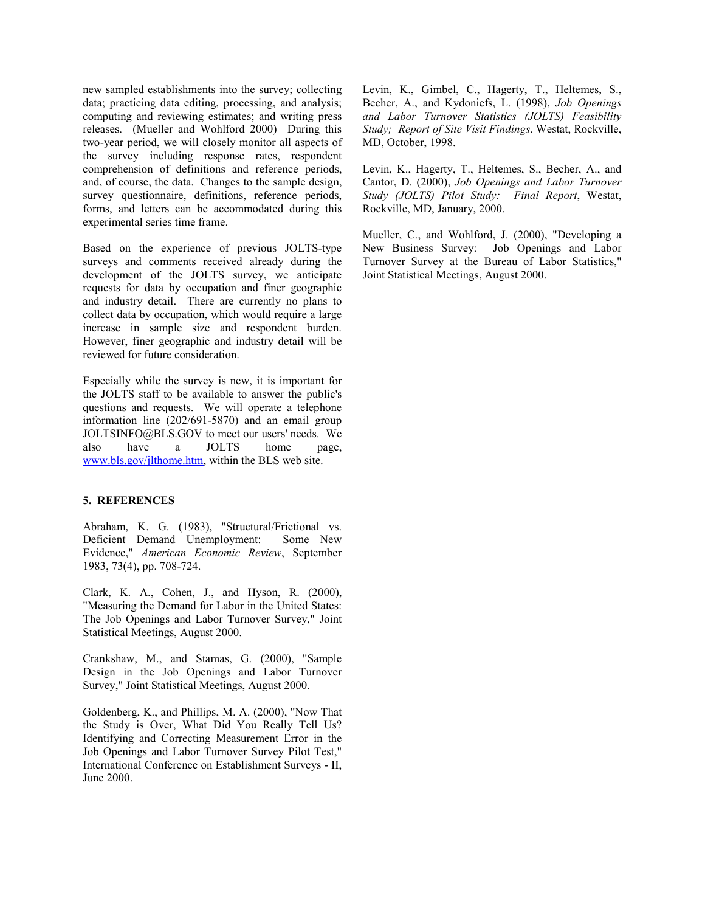new sampled establishments into the survey; collecting data; practicing data editing, processing, and analysis; computing and reviewing estimates; and writing press releases. (Mueller and Wohlford 2000) During this two-year period, we will closely monitor all aspects of the survey including response rates, respondent comprehension of definitions and reference periods, and, of course, the data. Changes to the sample design, survey questionnaire, definitions, reference periods, forms, and letters can be accommodated during this experimental series time frame.

Based on the experience of previous JOLTS-type surveys and comments received already during the development of the JOLTS survey, we anticipate requests for data by occupation and finer geographic and industry detail. There are currently no plans to collect data by occupation, which would require a large increase in sample size and respondent burden. However, finer geographic and industry detail will be reviewed for future consideration.

Especially while the survey is new, it is important for the JOLTS staff to be available to answer the public's questions and requests. We will operate a telephone information line (202/691-5870) and an email group JOLTSINFO@BLS.GOV to meet our users' needs. We also have a JOLTS home page, www.bls.gov/jlthome.htm, within the BLS web site.

## 5. REFERENCES

Abraham, K. G. (1983), "Structural/Frictional vs. Deficient Demand Unemployment: Some New Evidence," *American Economic Review*, September 1983, 73(4), pp. 708-724.

Clark, K. A., Cohen, J., and Hyson, R. (2000), "Measuring the Demand for Labor in the United States: The Job Openings and Labor Turnover Survey," Joint Statistical Meetings, August 2000.

Crankshaw, M., and Stamas, G. (2000), "Sample Design in the Job Openings and Labor Turnover Survey," Joint Statistical Meetings, August 2000.

Goldenberg, K., and Phillips, M. A. (2000), "Now That the Study is Over, What Did You Really Tell Us? Identifying and Correcting Measurement Error in the Job Openings and Labor Turnover Survey Pilot Test," International Conference on Establishment Surveys - II, June 2000.

Levin, K., Gimbel, C., Hagerty, T., Heltemes, S., Becher, A., and Kydoniefs, L. (1998), *Job Openings and Labor Turnover Statistics (JOLTS) Feasibility Study; Report of Site Visit Findings*. Westat, Rockville, MD, October, 1998.

Levin, K., Hagerty, T., Heltemes, S., Becher, A., and Cantor, D. (2000), *Job Openings and Labor Turnover Study (JOLTS) Pilot Study: Final Report*, Westat, Rockville, MD, January, 2000.

Mueller, C., and Wohlford, J. (2000), "Developing a New Business Survey: Job Openings and Labor Turnover Survey at the Bureau of Labor Statistics," Joint Statistical Meetings, August 2000.